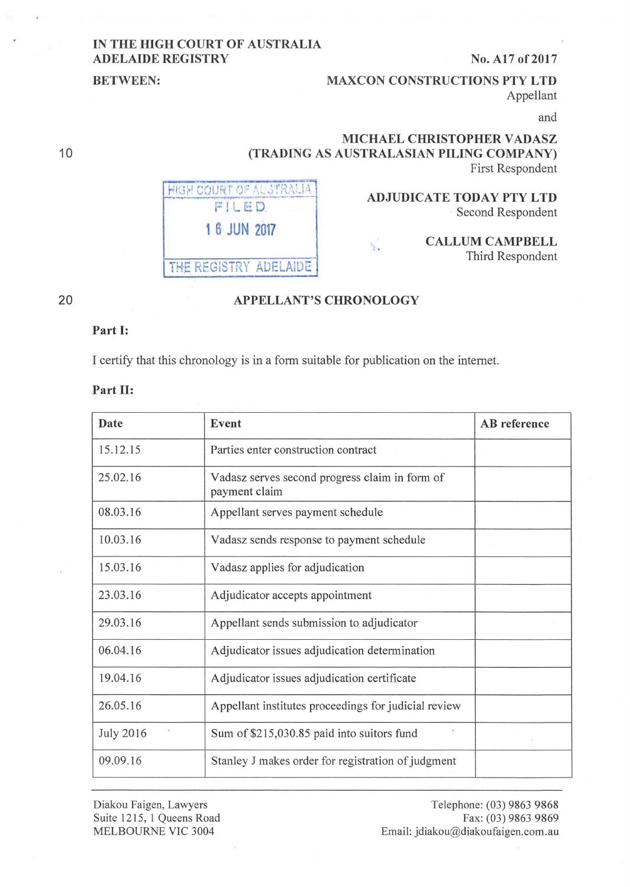IN THE HIGH COURT OF AUSTRALIA
ADELAIDE REGISTRY

No. A17 of 2017

BETWEEN:

**MAXCON CONSTRUCTIONS PTY LTD**
Appellant

and

**MICHAEL CHRISTOPHER VADASZ (TRADING AS AUSTRALASIAN PILING COMPANY)**
First Respondent

**ADJUDICATE TODAY PTY LTD**
Second Respondent

**CALLUM CAMPBELL**
Third Respondent

HIGH COURT OF AUSTRALIA
FILED
16 JUN 2017
THE REGISTRY ADELAIDE

## APPELLANT'S CHRONOLOGY

**Part I:**

I certify that this chronology is in a form suitable for publication on the internet.

**Part II:**

| Date | Event | AB reference |
|---|---|---|
| 15.12.15 | Parties enter construction contract | |
| 25.02.16 | Vadasz serves second progress claim in form of payment claim | |
| 08.03.16 | Appellant serves payment schedule | |
| 10.03.16 | Vadasz sends response to payment schedule | |
| 15.03.16 | Vadasz applies for adjudication | |
| 23.03.16 | Adjudicator accepts appointment | |
| 29.03.16 | Appellant sends submission to adjudicator | |
| 06.04.16 | Adjudicator issues adjudication determination | |
| 19.04.16 | Adjudicator issues adjudication certificate | |
| 26.05.16 | Appellant institutes proceedings for judicial review | |
| July 2016 | Sum of $215,030.85 paid into suitors fund | |
| 09.09.16 | Stanley J makes order for registration of judgment | |

Diakou Faigen, Lawyers
Suite 1215, 1 Queens Road
MELBOURNE VIC 3004

Telephone: (03) 9863 9868
Fax: (03) 9863 9869
Email: jdiakou@diakoufaigen.com.au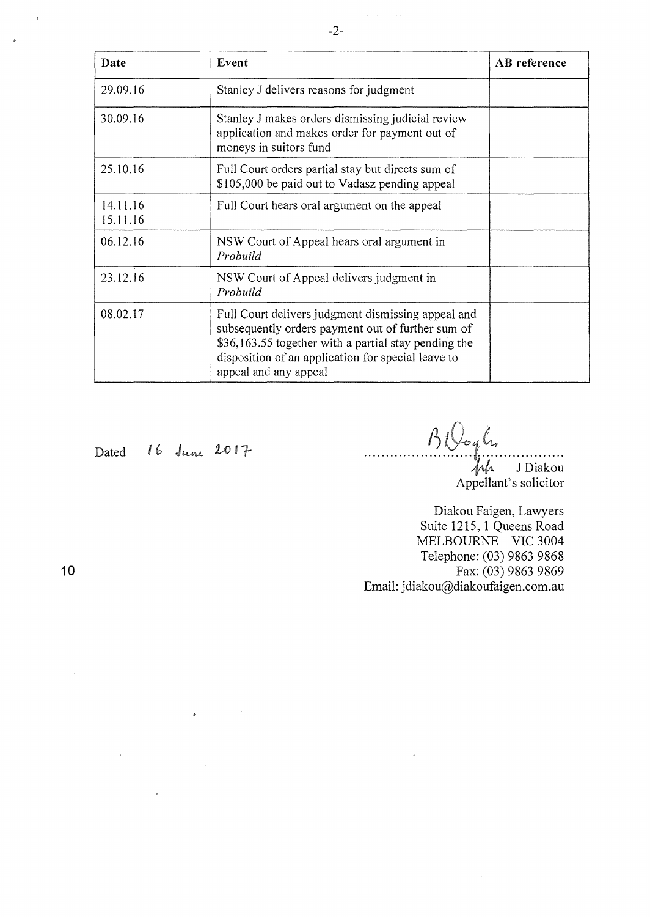| Date | Event | AB reference |
|---|---|---|
| 29.09.16 | Stanley J delivers reasons for judgment | |
| 30.09.16 | Stanley J makes orders dismissing judicial review application and makes order for payment out of moneys in suitors fund | |
| 25.10.16 | Full Court orders partial stay but directs sum of $105,000 be paid out to Vadasz pending appeal | |
| 14.11.16<br>15.11.16 | Full Court hears oral argument on the appeal | |
| 06.12.16 | NSW Court of Appeal hears oral argument in *Probuild* | |
| 23.12.16 | NSW Court of Appeal delivers judgment in *Probuild* | |
| 08.02.17 | Full Court delivers judgment dismissing appeal and subsequently orders payment out of further sum of $36,163.55 together with a partial stay pending the disposition of an application for special leave to appeal and any appeal | |

Dated 16 June 2017

B Doyle
pp J Diakou
Appellant's solicitor

Diakou Faigen, Lawyers
Suite 1215, 1 Queens Road
MELBOURNE VIC 3004
Telephone: (03) 9863 9868
Fax: (03) 9863 9869
Email: jdiakou@diakoufaigen.com.au